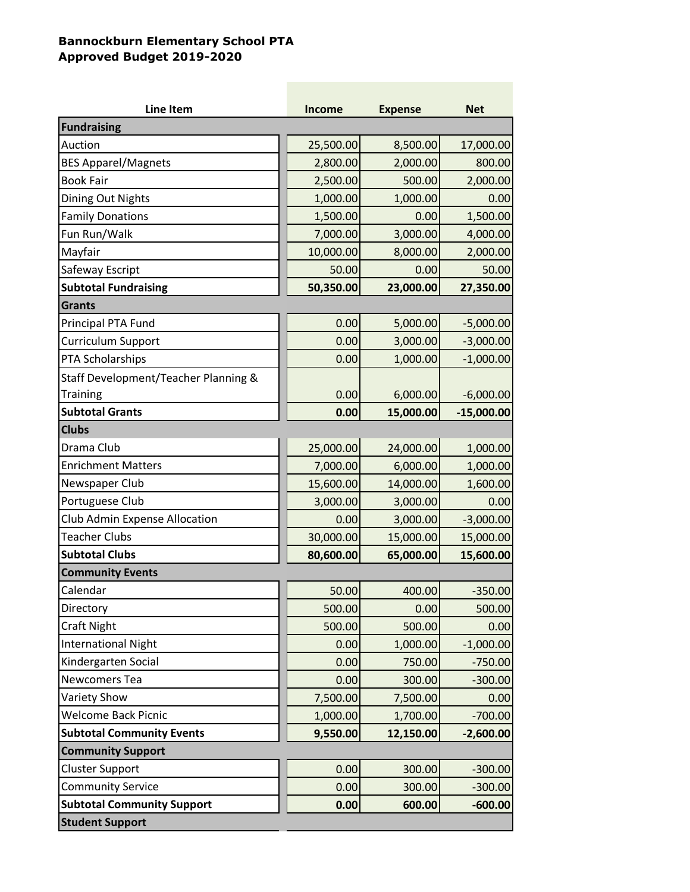**Bannockburn Elementary School PTA**
**Approved Budget 2019-2020**

| Line Item | Income | Expense | Net |
|---|---|---|---|
| **Fundraising** | | | |
| Auction | 25,500.00 | 8,500.00 | 17,000.00 |
| BES Apparel/Magnets | 2,800.00 | 2,000.00 | 800.00 |
| Book Fair | 2,500.00 | 500.00 | 2,000.00 |
| Dining Out Nights | 1,000.00 | 1,000.00 | 0.00 |
| Family Donations | 1,500.00 | 0.00 | 1,500.00 |
| Fun Run/Walk | 7,000.00 | 3,000.00 | 4,000.00 |
| Mayfair | 10,000.00 | 8,000.00 | 2,000.00 |
| Safeway Escript | 50.00 | 0.00 | 50.00 |
| **Subtotal Fundraising** | **50,350.00** | **23,000.00** | **27,350.00** |
| **Grants** | | | |
| Principal PTA Fund | 0.00 | 5,000.00 | -5,000.00 |
| Curriculum Support | 0.00 | 3,000.00 | -3,000.00 |
| PTA Scholarships | 0.00 | 1,000.00 | -1,000.00 |
| Staff Development/Teacher Planning & Training | 0.00 | 6,000.00 | -6,000.00 |
| **Subtotal Grants** | **0.00** | **15,000.00** | **-15,000.00** |
| **Clubs** | | | |
| Drama Club | 25,000.00 | 24,000.00 | 1,000.00 |
| Enrichment Matters | 7,000.00 | 6,000.00 | 1,000.00 |
| Newspaper Club | 15,600.00 | 14,000.00 | 1,600.00 |
| Portuguese Club | 3,000.00 | 3,000.00 | 0.00 |
| Club Admin Expense Allocation | 0.00 | 3,000.00 | -3,000.00 |
| Teacher Clubs | 30,000.00 | 15,000.00 | 15,000.00 |
| **Subtotal Clubs** | **80,600.00** | **65,000.00** | **15,600.00** |
| **Community Events** | | | |
| Calendar | 50.00 | 400.00 | -350.00 |
| Directory | 500.00 | 0.00 | 500.00 |
| Craft Night | 500.00 | 500.00 | 0.00 |
| International Night | 0.00 | 1,000.00 | -1,000.00 |
| Kindergarten Social | 0.00 | 750.00 | -750.00 |
| Newcomers Tea | 0.00 | 300.00 | -300.00 |
| Variety Show | 7,500.00 | 7,500.00 | 0.00 |
| Welcome Back Picnic | 1,000.00 | 1,700.00 | -700.00 |
| **Subtotal Community Events** | **9,550.00** | **12,150.00** | **-2,600.00** |
| **Community Support** | | | |
| Cluster Support | 0.00 | 300.00 | -300.00 |
| Community Service | 0.00 | 300.00 | -300.00 |
| **Subtotal Community Support** | **0.00** | **600.00** | **-600.00** |
| **Student Support** | | | |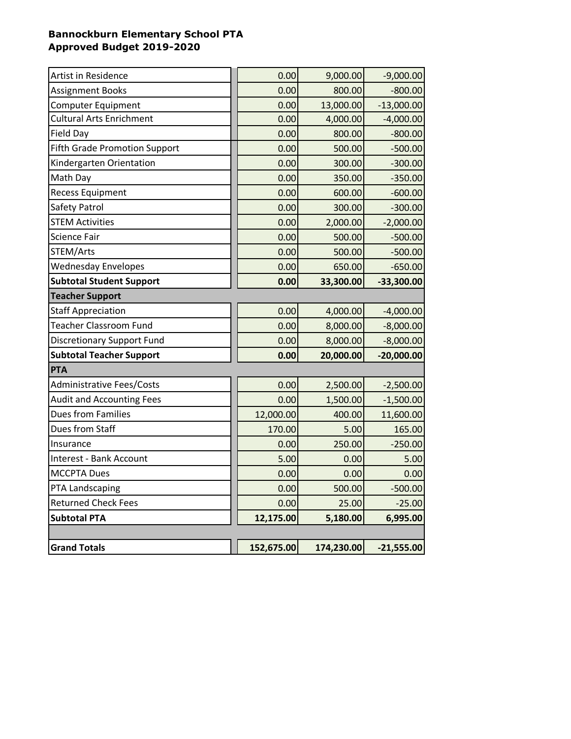**Bannockburn Elementary School PTA**
**Approved Budget 2019-2020**

| | | | |
|---|---|---|---|
| Artist in Residence | 0.00 | 9,000.00 | -9,000.00 |
| Assignment Books | 0.00 | 800.00 | -800.00 |
| Computer Equipment | 0.00 | 13,000.00 | -13,000.00 |
| Cultural Arts Enrichment | 0.00 | 4,000.00 | -4,000.00 |
| Field Day | 0.00 | 800.00 | -800.00 |
| Fifth Grade Promotion Support | 0.00 | 500.00 | -500.00 |
| Kindergarten Orientation | 0.00 | 300.00 | -300.00 |
| Math Day | 0.00 | 350.00 | -350.00 |
| Recess Equipment | 0.00 | 600.00 | -600.00 |
| Safety Patrol | 0.00 | 300.00 | -300.00 |
| STEM Activities | 0.00 | 2,000.00 | -2,000.00 |
| Science Fair | 0.00 | 500.00 | -500.00 |
| STEM/Arts | 0.00 | 500.00 | -500.00 |
| Wednesday Envelopes | 0.00 | 650.00 | -650.00 |
| **Subtotal Student Support** | **0.00** | **33,300.00** | **-33,300.00** |
| **Teacher Support** | | | |
| Staff Appreciation | 0.00 | 4,000.00 | -4,000.00 |
| Teacher Classroom Fund | 0.00 | 8,000.00 | -8,000.00 |
| Discretionary Support Fund | 0.00 | 8,000.00 | -8,000.00 |
| **Subtotal Teacher Support** | **0.00** | **20,000.00** | **-20,000.00** |
| **PTA** | | | |
| Administrative Fees/Costs | 0.00 | 2,500.00 | -2,500.00 |
| Audit and Accounting Fees | 0.00 | 1,500.00 | -1,500.00 |
| Dues from Families | 12,000.00 | 400.00 | 11,600.00 |
| Dues from Staff | 170.00 | 5.00 | 165.00 |
| Insurance | 0.00 | 250.00 | -250.00 |
| Interest - Bank Account | 5.00 | 0.00 | 5.00 |
| MCCPTA Dues | 0.00 | 0.00 | 0.00 |
| PTA Landscaping | 0.00 | 500.00 | -500.00 |
| Returned Check Fees | 0.00 | 25.00 | -25.00 |
| **Subtotal PTA** | **12,175.00** | **5,180.00** | **6,995.00** |
| | | | |
| **Grand Totals** | **152,675.00** | **174,230.00** | **-21,555.00** |